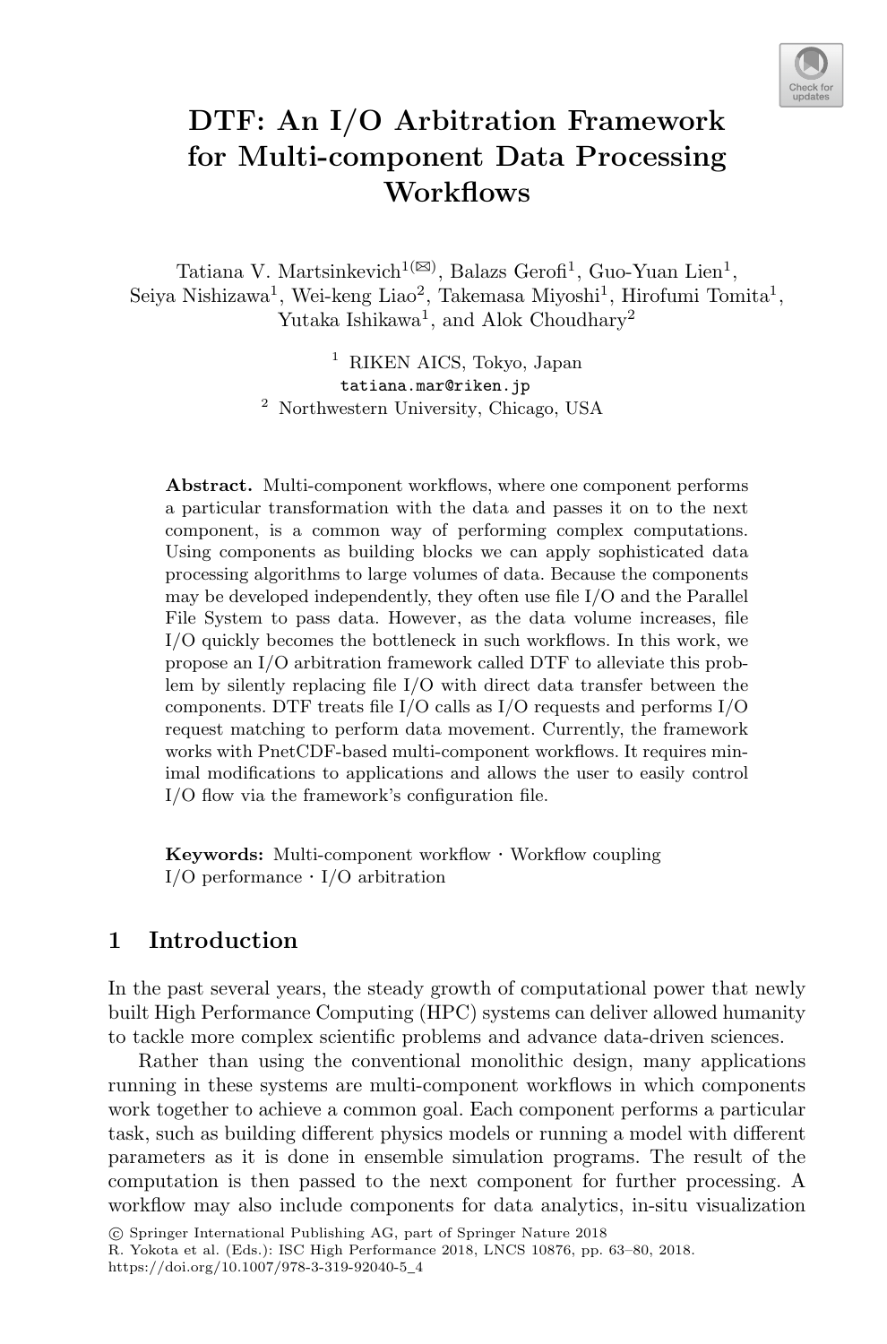# DTF: An I/O Arbitration Framework for Multi-component Data Processing Workflows

Tatiana V. Martsinkevich[1(✉)], Balazs Gerofi[1], Guo-Yuan Lien[1], Seiya Nishizawa[1], Wei-keng Liao[2], Takemasa Miyoshi[1], Hirofumi Tomita[1], Yutaka Ishikawa[1], and Alok Choudhary[2]

[1] RIKEN AICS, Tokyo, Japan
tatiana.mar@riken.jp
[2] Northwestern University, Chicago, USA

**Abstract.** Multi-component workflows, where one component performs a particular transformation with the data and passes it on to the next component, is a common way of performing complex computations. Using components as building blocks we can apply sophisticated data processing algorithms to large volumes of data. Because the components may be developed independently, they often use file I/O and the Parallel File System to pass data. However, as the data volume increases, file I/O quickly becomes the bottleneck in such workflows. In this work, we propose an I/O arbitration framework called DTF to alleviate this problem by silently replacing file I/O with direct data transfer between the components. DTF treats file I/O calls as I/O requests and performs I/O request matching to perform data movement. Currently, the framework works with PnetCDF-based multi-component workflows. It requires minimal modifications to applications and allows the user to easily control I/O flow via the framework's configuration file.

**Keywords:** Multi-component workflow · Workflow coupling I/O performance · I/O arbitration

## 1 Introduction

In the past several years, the steady growth of computational power that newly built High Performance Computing (HPC) systems can deliver allowed humanity to tackle more complex scientific problems and advance data-driven sciences.

Rather than using the conventional monolithic design, many applications running in these systems are multi-component workflows in which components work together to achieve a common goal. Each component performs a particular task, such as building different physics models or running a model with different parameters as it is done in ensemble simulation programs. The result of the computation is then passed to the next component for further processing. A workflow may also include components for data analytics, in-situ visualization

© Springer International Publishing AG, part of Springer Nature 2018
R. Yokota et al. (Eds.): ISC High Performance 2018, LNCS 10876, pp. 63–80, 2018.
https://doi.org/10.1007/978-3-319-92040-5_4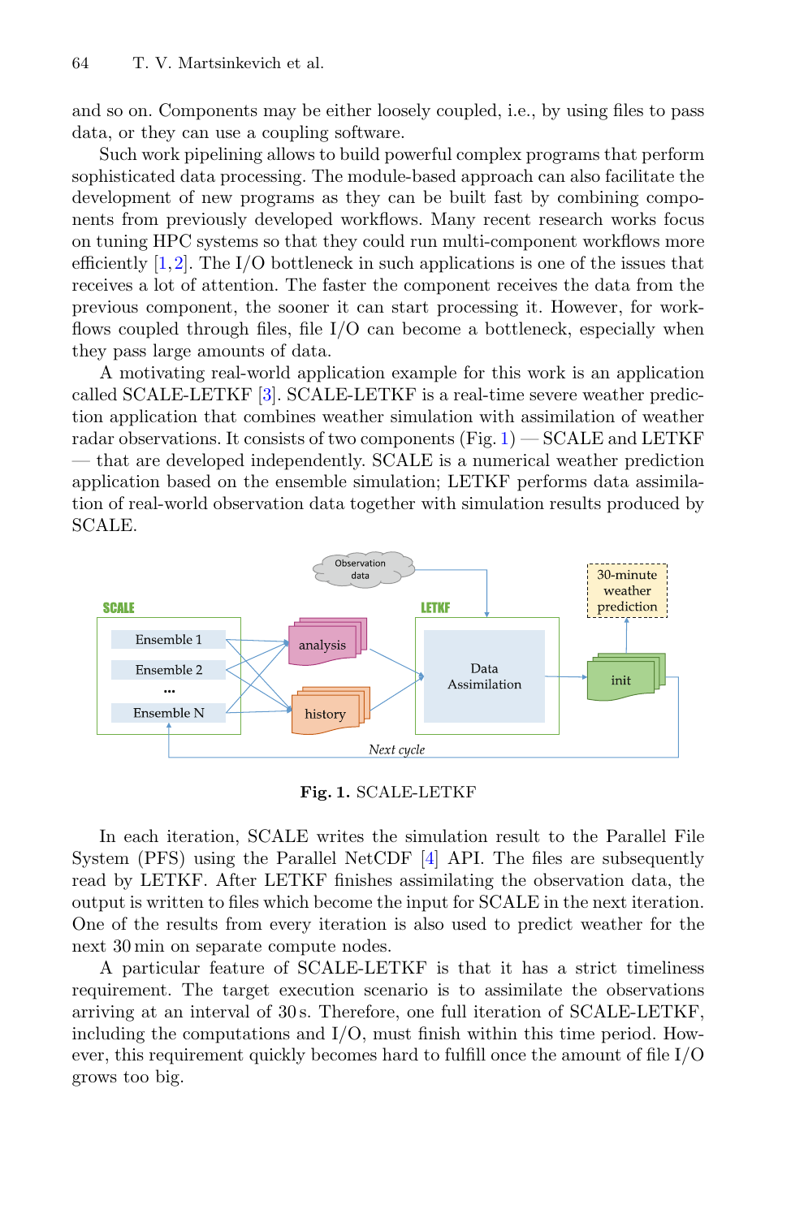and so on. Components may be either loosely coupled, i.e., by using files to pass data, or they can use a coupling software.

Such work pipelining allows to build powerful complex programs that perform sophisticated data processing. The module-based approach can also facilitate the development of new programs as they can be built fast by combining components from previously developed workflows. Many recent research works focus on tuning HPC systems so that they could run multi-component workflows more efficiently [1,2]. The I/O bottleneck in such applications is one of the issues that receives a lot of attention. The faster the component receives the data from the previous component, the sooner it can start processing it. However, for workflows coupled through files, file I/O can become a bottleneck, especially when they pass large amounts of data.

A motivating real-world application example for this work is an application called SCALE-LETKF [3]. SCALE-LETKF is a real-time severe weather prediction application that combines weather simulation with assimilation of weather radar observations. It consists of two components (Fig. 1) — SCALE and LETKF — that are developed independently. SCALE is a numerical weather prediction application based on the ensemble simulation; LETKF performs data assimilation of real-world observation data together with simulation results produced by SCALE.

**Fig. 1.** SCALE-LETKF

In each iteration, SCALE writes the simulation result to the Parallel File System (PFS) using the Parallel NetCDF [4] API. The files are subsequently read by LETKF. After LETKF finishes assimilating the observation data, the output is written to files which become the input for SCALE in the next iteration. One of the results from every iteration is also used to predict weather for the next 30 min on separate compute nodes.

A particular feature of SCALE-LETKF is that it has a strict timeliness requirement. The target execution scenario is to assimilate the observations arriving at an interval of 30 s. Therefore, one full iteration of SCALE-LETKF, including the computations and I/O, must finish within this time period. However, this requirement quickly becomes hard to fulfill once the amount of file I/O grows too big.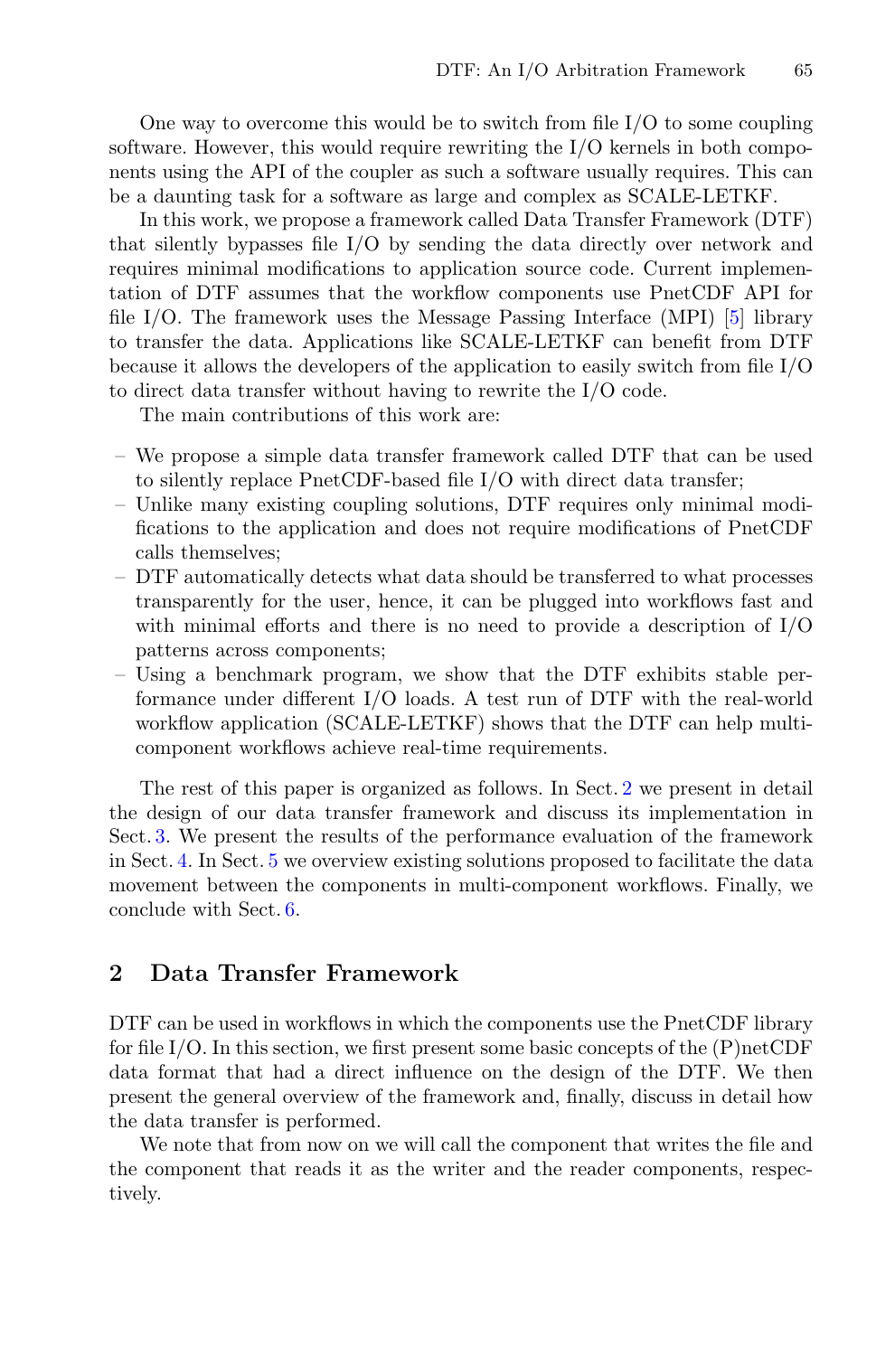One way to overcome this would be to switch from file I/O to some coupling software. However, this would require rewriting the I/O kernels in both components using the API of the coupler as such a software usually requires. This can be a daunting task for a software as large and complex as SCALE-LETKF.

In this work, we propose a framework called Data Transfer Framework (DTF) that silently bypasses file I/O by sending the data directly over network and requires minimal modifications to application source code. Current implementation of DTF assumes that the workflow components use PnetCDF API for file I/O. The framework uses the Message Passing Interface (MPI) [5] library to transfer the data. Applications like SCALE-LETKF can benefit from DTF because it allows the developers of the application to easily switch from file I/O to direct data transfer without having to rewrite the I/O code.

The main contributions of this work are:

- We propose a simple data transfer framework called DTF that can be used to silently replace PnetCDF-based file I/O with direct data transfer;
- Unlike many existing coupling solutions, DTF requires only minimal modifications to the application and does not require modifications of PnetCDF calls themselves;
- DTF automatically detects what data should be transferred to what processes transparently for the user, hence, it can be plugged into workflows fast and with minimal efforts and there is no need to provide a description of I/O patterns across components;
- Using a benchmark program, we show that the DTF exhibits stable performance under different I/O loads. A test run of DTF with the real-world workflow application (SCALE-LETKF) shows that the DTF can help multi-component workflows achieve real-time requirements.

The rest of this paper is organized as follows. In Sect. 2 we present in detail the design of our data transfer framework and discuss its implementation in Sect. 3. We present the results of the performance evaluation of the framework in Sect. 4. In Sect. 5 we overview existing solutions proposed to facilitate the data movement between the components in multi-component workflows. Finally, we conclude with Sect. 6.

## 2 Data Transfer Framework

DTF can be used in workflows in which the components use the PnetCDF library for file I/O. In this section, we first present some basic concepts of the (P)netCDF data format that had a direct influence on the design of the DTF. We then present the general overview of the framework and, finally, discuss in detail how the data transfer is performed.

We note that from now on we will call the component that writes the file and the component that reads it as the writer and the reader components, respectively.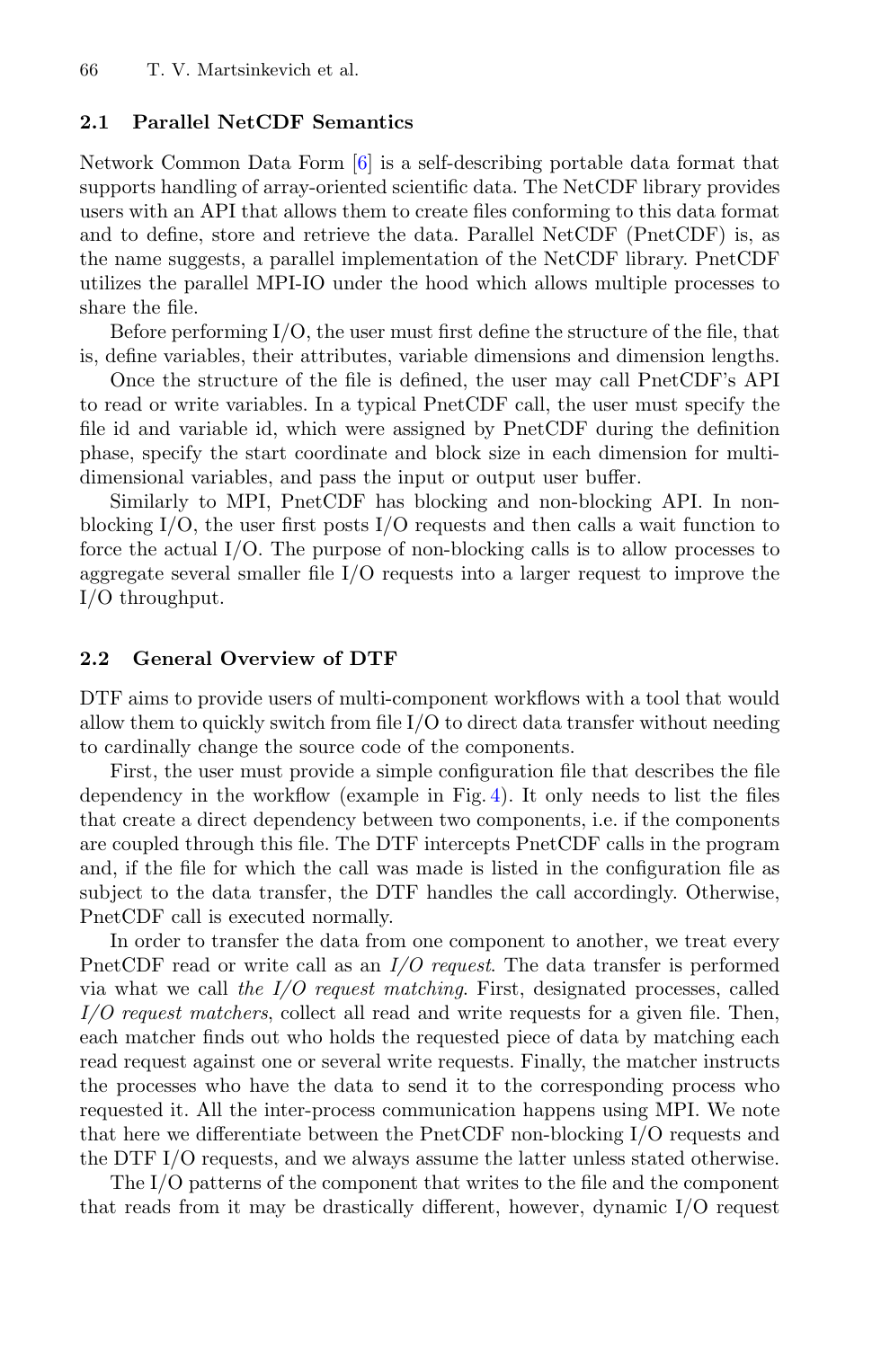### 2.1 Parallel NetCDF Semantics

Network Common Data Form [6] is a self-describing portable data format that supports handling of array-oriented scientific data. The NetCDF library provides users with an API that allows them to create files conforming to this data format and to define, store and retrieve the data. Parallel NetCDF (PnetCDF) is, as the name suggests, a parallel implementation of the NetCDF library. PnetCDF utilizes the parallel MPI-IO under the hood which allows multiple processes to share the file.

Before performing I/O, the user must first define the structure of the file, that is, define variables, their attributes, variable dimensions and dimension lengths.

Once the structure of the file is defined, the user may call PnetCDF's API to read or write variables. In a typical PnetCDF call, the user must specify the file id and variable id, which were assigned by PnetCDF during the definition phase, specify the start coordinate and block size in each dimension for multi-dimensional variables, and pass the input or output user buffer.

Similarly to MPI, PnetCDF has blocking and non-blocking API. In non-blocking I/O, the user first posts I/O requests and then calls a wait function to force the actual I/O. The purpose of non-blocking calls is to allow processes to aggregate several smaller file I/O requests into a larger request to improve the I/O throughput.

### 2.2 General Overview of DTF

DTF aims to provide users of multi-component workflows with a tool that would allow them to quickly switch from file I/O to direct data transfer without needing to cardinally change the source code of the components.

First, the user must provide a simple configuration file that describes the file dependency in the workflow (example in Fig. 4). It only needs to list the files that create a direct dependency between two components, i.e. if the components are coupled through this file. The DTF intercepts PnetCDF calls in the program and, if the file for which the call was made is listed in the configuration file as subject to the data transfer, the DTF handles the call accordingly. Otherwise, PnetCDF call is executed normally.

In order to transfer the data from one component to another, we treat every PnetCDF read or write call as an *I/O request*. The data transfer is performed via what we call *the I/O request matching*. First, designated processes, called *I/O request matchers*, collect all read and write requests for a given file. Then, each matcher finds out who holds the requested piece of data by matching each read request against one or several write requests. Finally, the matcher instructs the processes who have the data to send it to the corresponding process who requested it. All the inter-process communication happens using MPI. We note that here we differentiate between the PnetCDF non-blocking I/O requests and the DTF I/O requests, and we always assume the latter unless stated otherwise.

The I/O patterns of the component that writes to the file and the component that reads from it may be drastically different, however, dynamic I/O request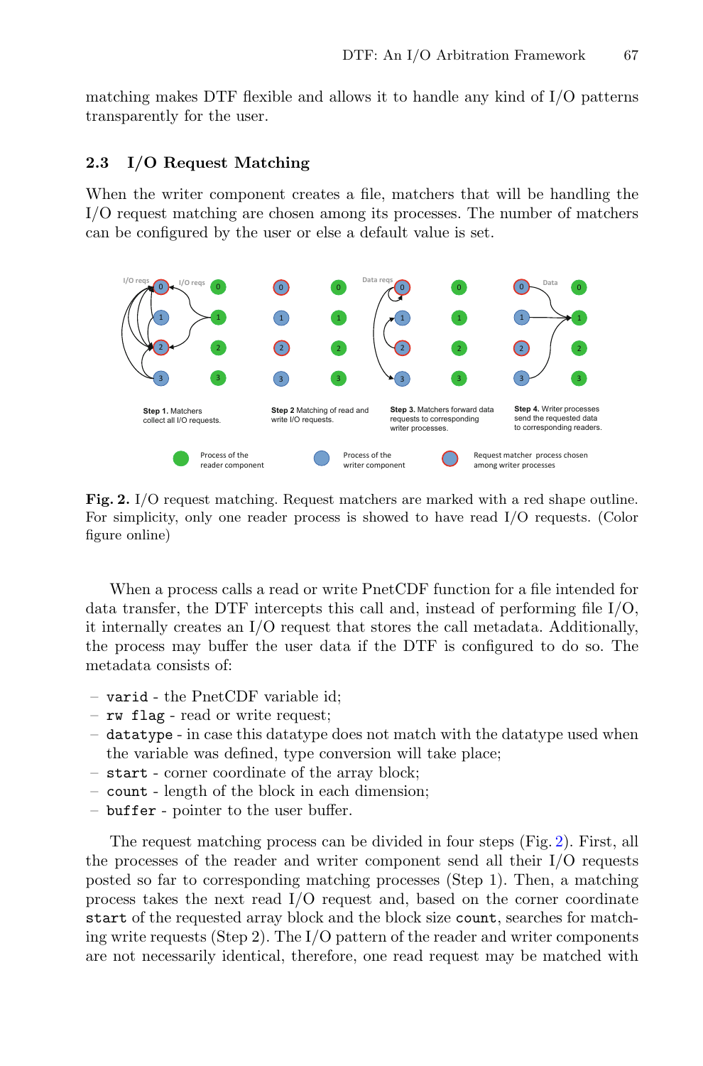matching makes DTF flexible and allows it to handle any kind of I/O patterns transparently for the user.

### 2.3 I/O Request Matching

When the writer component creates a file, matchers that will be handling the I/O request matching are chosen among its processes. The number of matchers can be configured by the user or else a default value is set.

**Fig. 2.** I/O request matching. Request matchers are marked with a red shape outline. For simplicity, only one reader process is showed to have read I/O requests. (Color figure online)

When a process calls a read or write PnetCDF function for a file intended for data transfer, the DTF intercepts this call and, instead of performing file I/O, it internally creates an I/O request that stores the call metadata. Additionally, the process may buffer the user data if the DTF is configured to do so. The metadata consists of:

- `varid` - the PnetCDF variable id;
- `rw flag` - read or write request;
- `datatype` - in case this datatype does not match with the datatype used when the variable was defined, type conversion will take place;
- `start` - corner coordinate of the array block;
- `count` - length of the block in each dimension;
- `buffer` - pointer to the user buffer.

The request matching process can be divided in four steps (Fig. 2). First, all the processes of the reader and writer component send all their I/O requests posted so far to corresponding matching processes (Step 1). Then, a matching process takes the next read I/O request and, based on the corner coordinate `start` of the requested array block and the block size `count`, searches for matching write requests (Step 2). The I/O pattern of the reader and writer components are not necessarily identical, therefore, one read request may be matched with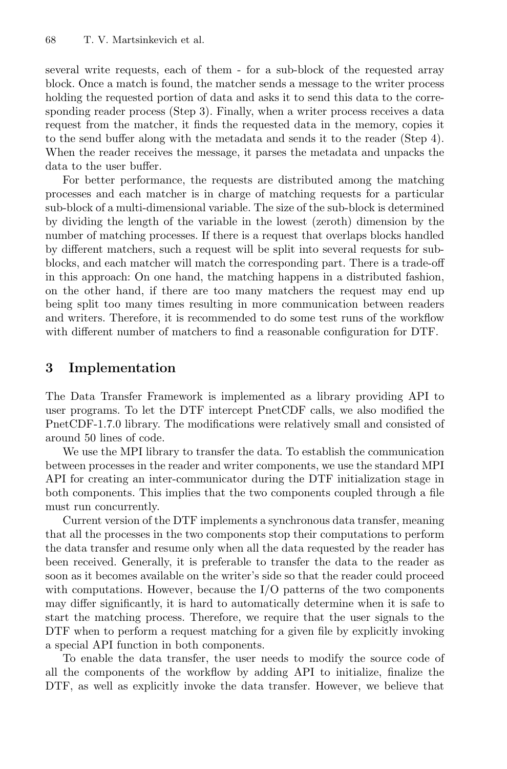several write requests, each of them - for a sub-block of the requested array block. Once a match is found, the matcher sends a message to the writer process holding the requested portion of data and asks it to send this data to the corresponding reader process (Step 3). Finally, when a writer process receives a data request from the matcher, it finds the requested data in the memory, copies it to the send buffer along with the metadata and sends it to the reader (Step 4). When the reader receives the message, it parses the metadata and unpacks the data to the user buffer.

For better performance, the requests are distributed among the matching processes and each matcher is in charge of matching requests for a particular sub-block of a multi-dimensional variable. The size of the sub-block is determined by dividing the length of the variable in the lowest (zeroth) dimension by the number of matching processes. If there is a request that overlaps blocks handled by different matchers, such a request will be split into several requests for sub-blocks, and each matcher will match the corresponding part. There is a trade-off in this approach: On one hand, the matching happens in a distributed fashion, on the other hand, if there are too many matchers the request may end up being split too many times resulting in more communication between readers and writers. Therefore, it is recommended to do some test runs of the workflow with different number of matchers to find a reasonable configuration for DTF.

## 3 Implementation

The Data Transfer Framework is implemented as a library providing API to user programs. To let the DTF intercept PnetCDF calls, we also modified the PnetCDF-1.7.0 library. The modifications were relatively small and consisted of around 50 lines of code.

We use the MPI library to transfer the data. To establish the communication between processes in the reader and writer components, we use the standard MPI API for creating an inter-communicator during the DTF initialization stage in both components. This implies that the two components coupled through a file must run concurrently.

Current version of the DTF implements a synchronous data transfer, meaning that all the processes in the two components stop their computations to perform the data transfer and resume only when all the data requested by the reader has been received. Generally, it is preferable to transfer the data to the reader as soon as it becomes available on the writer's side so that the reader could proceed with computations. However, because the I/O patterns of the two components may differ significantly, it is hard to automatically determine when it is safe to start the matching process. Therefore, we require that the user signals to the DTF when to perform a request matching for a given file by explicitly invoking a special API function in both components.

To enable the data transfer, the user needs to modify the source code of all the components of the workflow by adding API to initialize, finalize the DTF, as well as explicitly invoke the data transfer. However, we believe that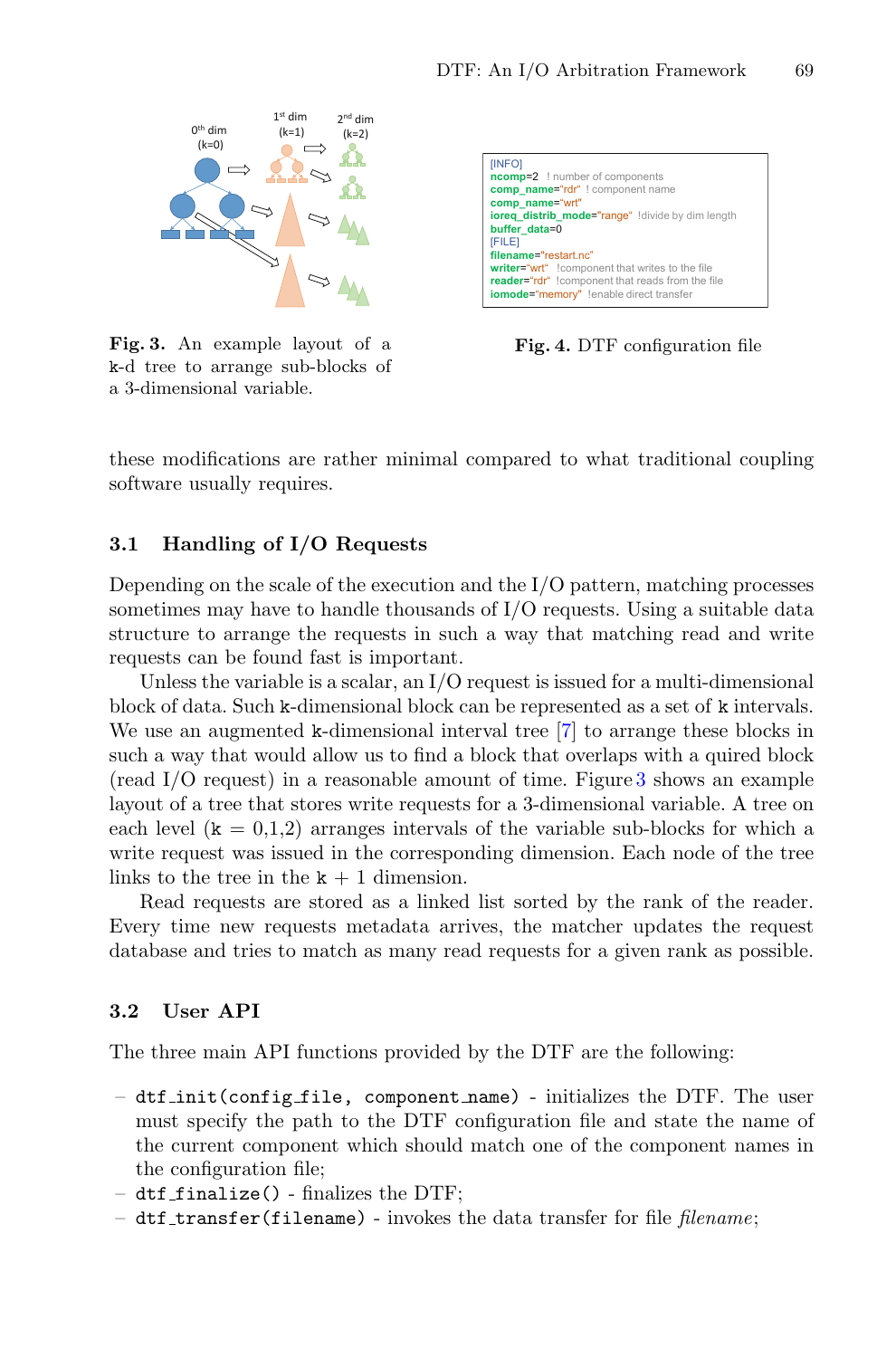**Fig. 3.** An example layout of a k-d tree to arrange sub-blocks of a 3-dimensional variable.

```
[INFO]
ncomp=2  ! number of components
comp_name="rdr"  ! component name
comp_name="wrt"
ioreq_distrib_mode="range"  !divide by dim length
buffer_data=0
[FILE]
filename="restart.nc"
writer="wrt"  !component that writes to the file
reader="rdr"  !component that reads from the file
iomode="memory"  !enable direct transfer
```

**Fig. 4.** DTF configuration file

these modifications are rather minimal compared to what traditional coupling software usually requires.

### 3.1 Handling of I/O Requests

Depending on the scale of the execution and the I/O pattern, matching processes sometimes may have to handle thousands of I/O requests. Using a suitable data structure to arrange the requests in such a way that matching read and write requests can be found fast is important.

Unless the variable is a scalar, an I/O request is issued for a multi-dimensional block of data. Such k-dimensional block can be represented as a set of k intervals. We use an augmented k-dimensional interval tree [7] to arrange these blocks in such a way that would allow us to find a block that overlaps with a quired block (read I/O request) in a reasonable amount of time. Figure 3 shows an example layout of a tree that stores write requests for a 3-dimensional variable. A tree on each level ($k = 0,1,2$) arranges intervals of the variable sub-blocks for which a write request was issued in the corresponding dimension. Each node of the tree links to the tree in the $k + 1$ dimension.

Read requests are stored as a linked list sorted by the rank of the reader. Every time new requests metadata arrives, the matcher updates the request database and tries to match as many read requests for a given rank as possible.

### 3.2 User API

The three main API functions provided by the DTF are the following:

- `dtf_init(config_file, component_name)` - initializes the DTF. The user must specify the path to the DTF configuration file and state the name of the current component which should match one of the component names in the configuration file;
- `dtf_finalize()` - finalizes the DTF;
- `dtf_transfer(filename)` - invokes the data transfer for file *filename*;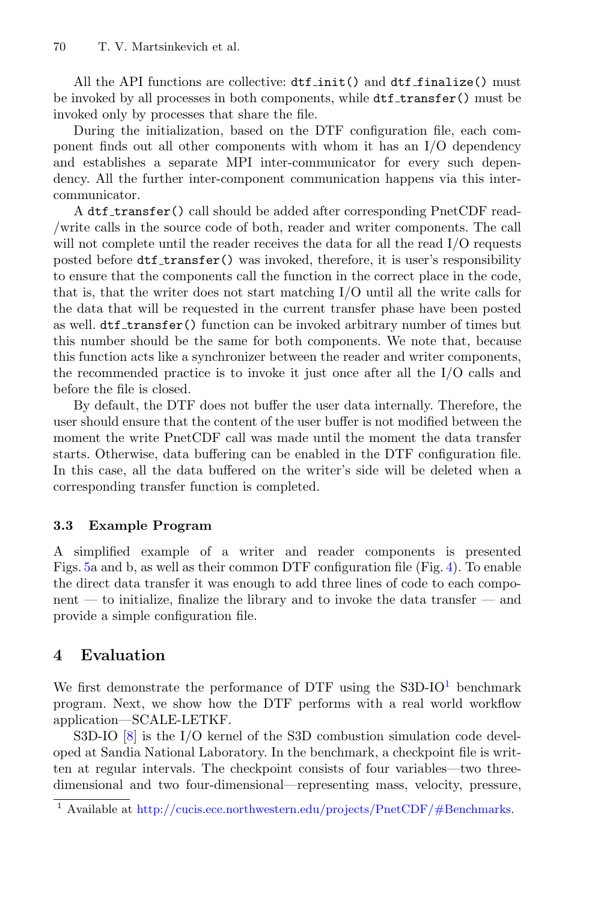All the API functions are collective: `dtf_init()` and `dtf_finalize()` must be invoked by all processes in both components, while `dtf_transfer()` must be invoked only by processes that share the file.

During the initialization, based on the DTF configuration file, each component finds out all other components with whom it has an I/O dependency and establishes a separate MPI inter-communicator for every such dependency. All the further inter-component communication happens via this inter-communicator.

A `dtf_transfer()` call should be added after corresponding PnetCDF read-/write calls in the source code of both, reader and writer components. The call will not complete until the reader receives the data for all the read I/O requests posted before `dtf_transfer()` was invoked, therefore, it is user's responsibility to ensure that the components call the function in the correct place in the code, that is, that the writer does not start matching I/O until all the write calls for the data that will be requested in the current transfer phase have been posted as well. `dtf_transfer()` function can be invoked arbitrary number of times but this number should be the same for both components. We note that, because this function acts like a synchronizer between the reader and writer components, the recommended practice is to invoke it just once after all the I/O calls and before the file is closed.

By default, the DTF does not buffer the user data internally. Therefore, the user should ensure that the content of the user buffer is not modified between the moment the write PnetCDF call was made until the moment the data transfer starts. Otherwise, data buffering can be enabled in the DTF configuration file. In this case, all the data buffered on the writer's side will be deleted when a corresponding transfer function is completed.

### 3.3 Example Program

A simplified example of a writer and reader components is presented Figs. 5a and b, as well as their common DTF configuration file (Fig. 4). To enable the direct data transfer it was enough to add three lines of code to each component — to initialize, finalize the library and to invoke the data transfer — and provide a simple configuration file.

## 4 Evaluation

We first demonstrate the performance of DTF using the S3D-IO[1] benchmark program. Next, we show how the DTF performs with a real world workflow application—SCALE-LETKF.

S3D-IO [8] is the I/O kernel of the S3D combustion simulation code developed at Sandia National Laboratory. In the benchmark, a checkpoint file is written at regular intervals. The checkpoint consists of four variables—two three-dimensional and two four-dimensional—representing mass, velocity, pressure,

[1] Available at http://cucis.ece.northwestern.edu/projects/PnetCDF/#Benchmarks.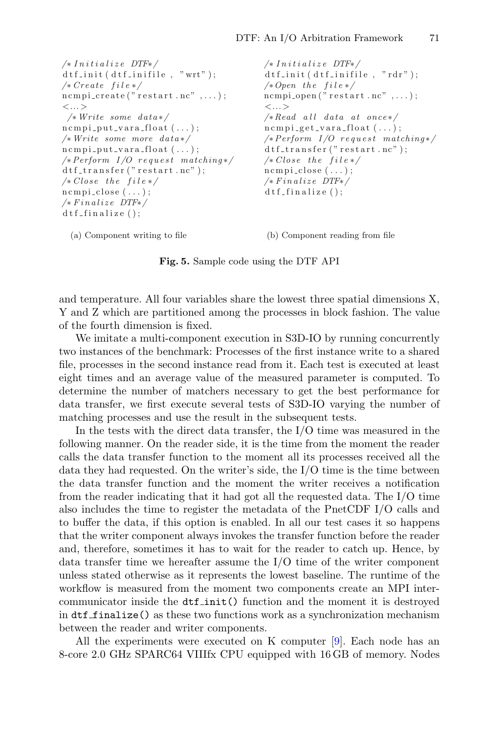```
/*Initialize DTF*/
dtf_init(dtf_inifile, "wrt");
/*Create file*/
ncmpi_create("restart.nc",...);
<...>
 /*Write some data*/
ncmpi_put_vara_float(...);
/*Write some more data*/
ncmpi_put_vara_float(...);
/*Perform I/O request matching*/
dtf_transfer("restart.nc");
/*Close the file*/
ncmpi_close(...);
/*Finalize DTF*/
dtf_finalize();
```

(a) Component writing to file

```
/*Initialize DTF*/
dtf_init(dtf_inifile, "rdr");
/*Open the file*/
ncmpi_open("restart.nc",...);
<...>
/*Read all data at once*/
ncmpi_get_vara_float(...);
/*Perform I/O request matching*/
dtf_transfer("restart.nc");
/*Close the file*/
ncmpi_close(...);
/*Finalize DTF*/
dtf_finalize();
```

(b) Component reading from file

**Fig. 5.** Sample code using the DTF API

and temperature. All four variables share the lowest three spatial dimensions X, Y and Z which are partitioned among the processes in block fashion. The value of the fourth dimension is fixed.

We imitate a multi-component execution in S3D-IO by running concurrently two instances of the benchmark: Processes of the first instance write to a shared file, processes in the second instance read from it. Each test is executed at least eight times and an average value of the measured parameter is computed. To determine the number of matchers necessary to get the best performance for data transfer, we first execute several tests of S3D-IO varying the number of matching processes and use the result in the subsequent tests.

In the tests with the direct data transfer, the I/O time was measured in the following manner. On the reader side, it is the time from the moment the reader calls the data transfer function to the moment all its processes received all the data they had requested. On the writer's side, the I/O time is the time between the data transfer function and the moment the writer receives a notification from the reader indicating that it had got all the requested data. The I/O time also includes the time to register the metadata of the PnetCDF I/O calls and to buffer the data, if this option is enabled. In all our test cases it so happens that the writer component always invokes the transfer function before the reader and, therefore, sometimes it has to wait for the reader to catch up. Hence, by data transfer time we hereafter assume the I/O time of the writer component unless stated otherwise as it represents the lowest baseline. The runtime of the workflow is measured from the moment two components create an MPI inter-communicator inside the `dtf_init()` function and the moment it is destroyed in `dtf_finalize()` as these two functions work as a synchronization mechanism between the reader and writer components.

All the experiments were executed on K computer [9]. Each node has an 8-core 2.0 GHz SPARC64 VIIIfx CPU equipped with 16 GB of memory. Nodes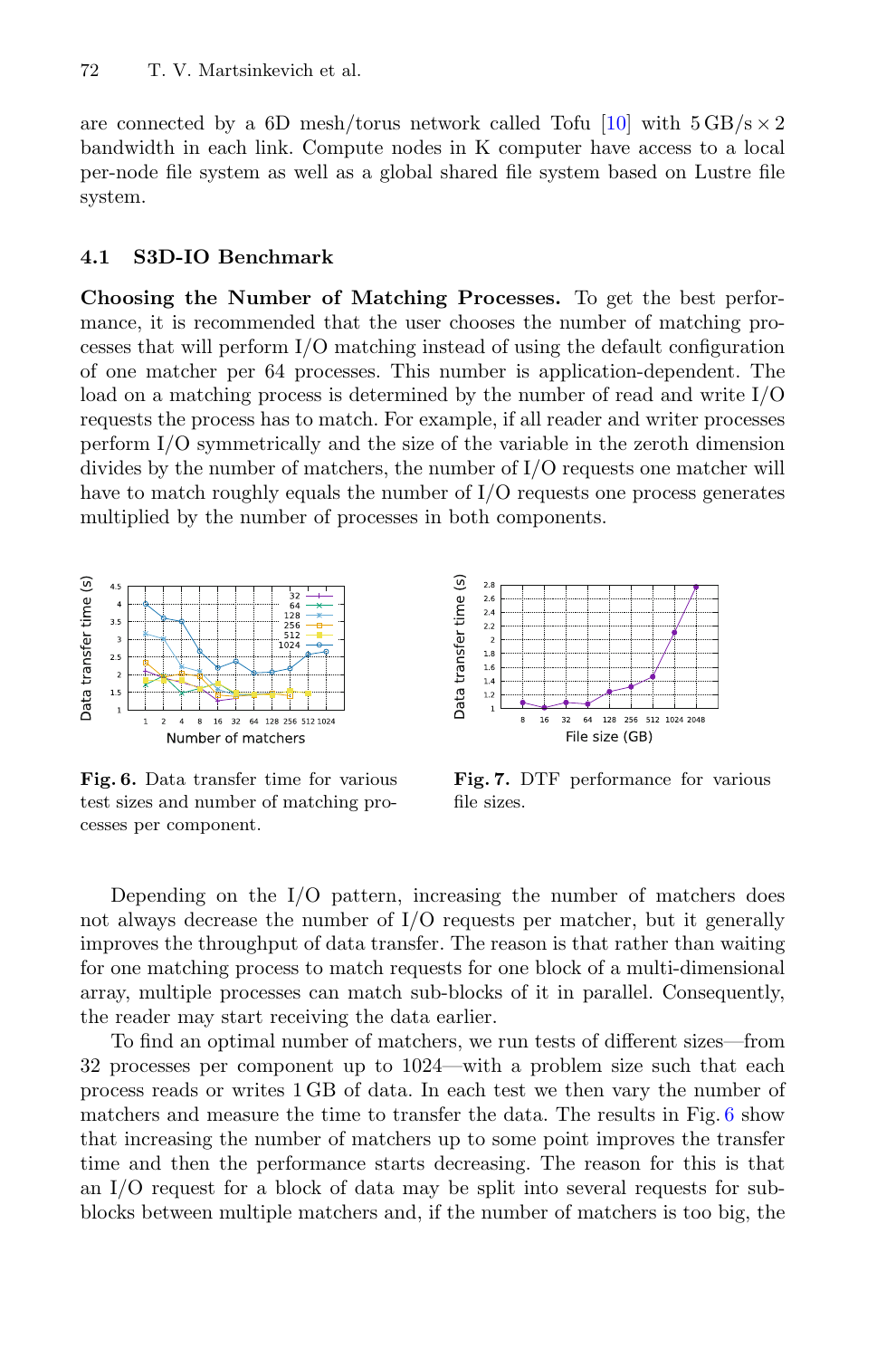are connected by a 6D mesh/torus network called Tofu [10] with $5\,\text{GB/s} \times 2$ bandwidth in each link. Compute nodes in K computer have access to a local per-node file system as well as a global shared file system based on Lustre file system.

### 4.1 S3D-IO Benchmark

**Choosing the Number of Matching Processes.** To get the best performance, it is recommended that the user chooses the number of matching processes that will perform I/O matching instead of using the default configuration of one matcher per 64 processes. This number is application-dependent. The load on a matching process is determined by the number of read and write I/O requests the process has to match. For example, if all reader and writer processes perform I/O symmetrically and the size of the variable in the zeroth dimension divides by the number of matchers, the number of I/O requests one matcher will have to match roughly equals the number of I/O requests one process generates multiplied by the number of processes in both components.

**Fig. 6.** Data transfer time for various test sizes and number of matching processes per component.

**Fig. 7.** DTF performance for various file sizes.

Depending on the I/O pattern, increasing the number of matchers does not always decrease the number of I/O requests per matcher, but it generally improves the throughput of data transfer. The reason is that rather than waiting for one matching process to match requests for one block of a multi-dimensional array, multiple processes can match sub-blocks of it in parallel. Consequently, the reader may start receiving the data earlier.

To find an optimal number of matchers, we run tests of different sizes—from 32 processes per component up to 1024—with a problem size such that each process reads or writes 1 GB of data. In each test we then vary the number of matchers and measure the time to transfer the data. The results in Fig. 6 show that increasing the number of matchers up to some point improves the transfer time and then the performance starts decreasing. The reason for this is that an I/O request for a block of data may be split into several requests for sub-blocks between multiple matchers and, if the number of matchers is too big, the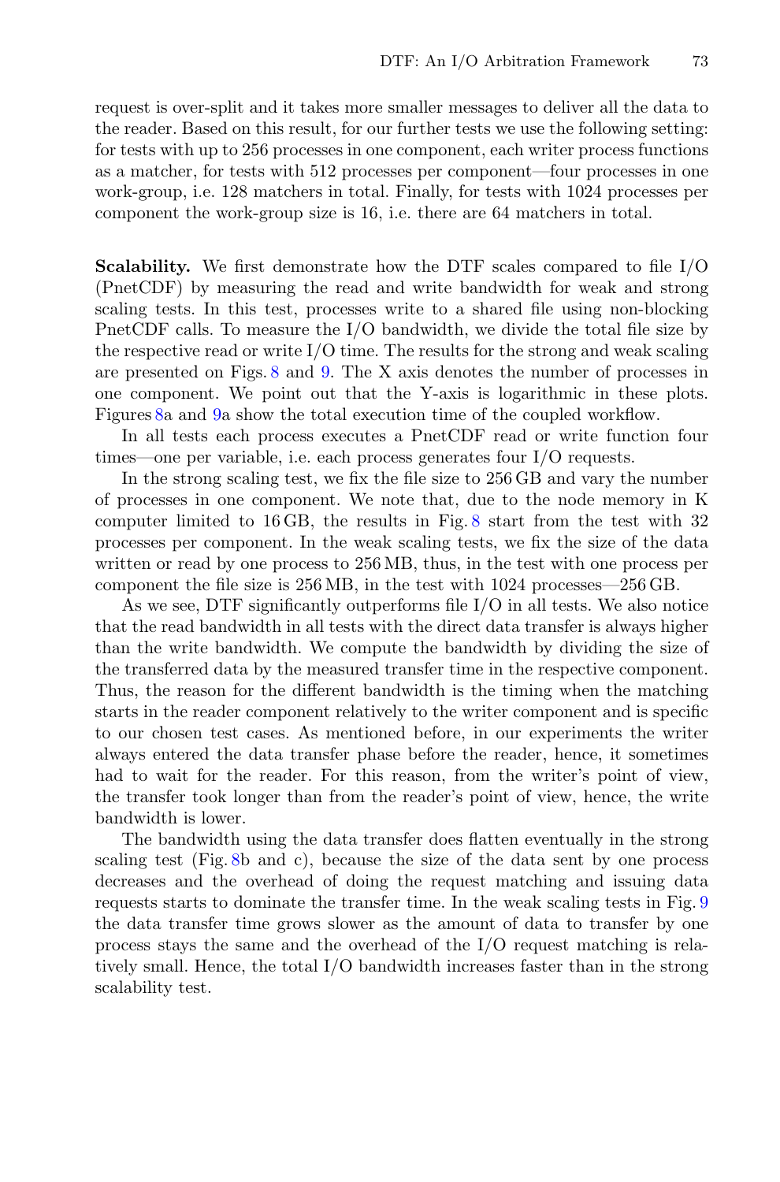request is over-split and it takes more smaller messages to deliver all the data to the reader. Based on this result, for our further tests we use the following setting: for tests with up to 256 processes in one component, each writer process functions as a matcher, for tests with 512 processes per component—four processes in one work-group, i.e. 128 matchers in total. Finally, for tests with 1024 processes per component the work-group size is 16, i.e. there are 64 matchers in total.

**Scalability.** We first demonstrate how the DTF scales compared to file I/O (PnetCDF) by measuring the read and write bandwidth for weak and strong scaling tests. In this test, processes write to a shared file using non-blocking PnetCDF calls. To measure the I/O bandwidth, we divide the total file size by the respective read or write I/O time. The results for the strong and weak scaling are presented on Figs. 8 and 9. The X axis denotes the number of processes in one component. We point out that the Y-axis is logarithmic in these plots. Figures 8a and 9a show the total execution time of the coupled workflow.

In all tests each process executes a PnetCDF read or write function four times—one per variable, i.e. each process generates four I/O requests.

In the strong scaling test, we fix the file size to 256 GB and vary the number of processes in one component. We note that, due to the node memory in K computer limited to 16 GB, the results in Fig. 8 start from the test with 32 processes per component. In the weak scaling tests, we fix the size of the data written or read by one process to 256 MB, thus, in the test with one process per component the file size is 256 MB, in the test with 1024 processes—256 GB.

As we see, DTF significantly outperforms file I/O in all tests. We also notice that the read bandwidth in all tests with the direct data transfer is always higher than the write bandwidth. We compute the bandwidth by dividing the size of the transferred data by the measured transfer time in the respective component. Thus, the reason for the different bandwidth is the timing when the matching starts in the reader component relatively to the writer component and is specific to our chosen test cases. As mentioned before, in our experiments the writer always entered the data transfer phase before the reader, hence, it sometimes had to wait for the reader. For this reason, from the writer's point of view, the transfer took longer than from the reader's point of view, hence, the write bandwidth is lower.

The bandwidth using the data transfer does flatten eventually in the strong scaling test (Fig. 8b and c), because the size of the data sent by one process decreases and the overhead of doing the request matching and issuing data requests starts to dominate the transfer time. In the weak scaling tests in Fig. 9 the data transfer time grows slower as the amount of data to transfer by one process stays the same and the overhead of the I/O request matching is relatively small. Hence, the total I/O bandwidth increases faster than in the strong scalability test.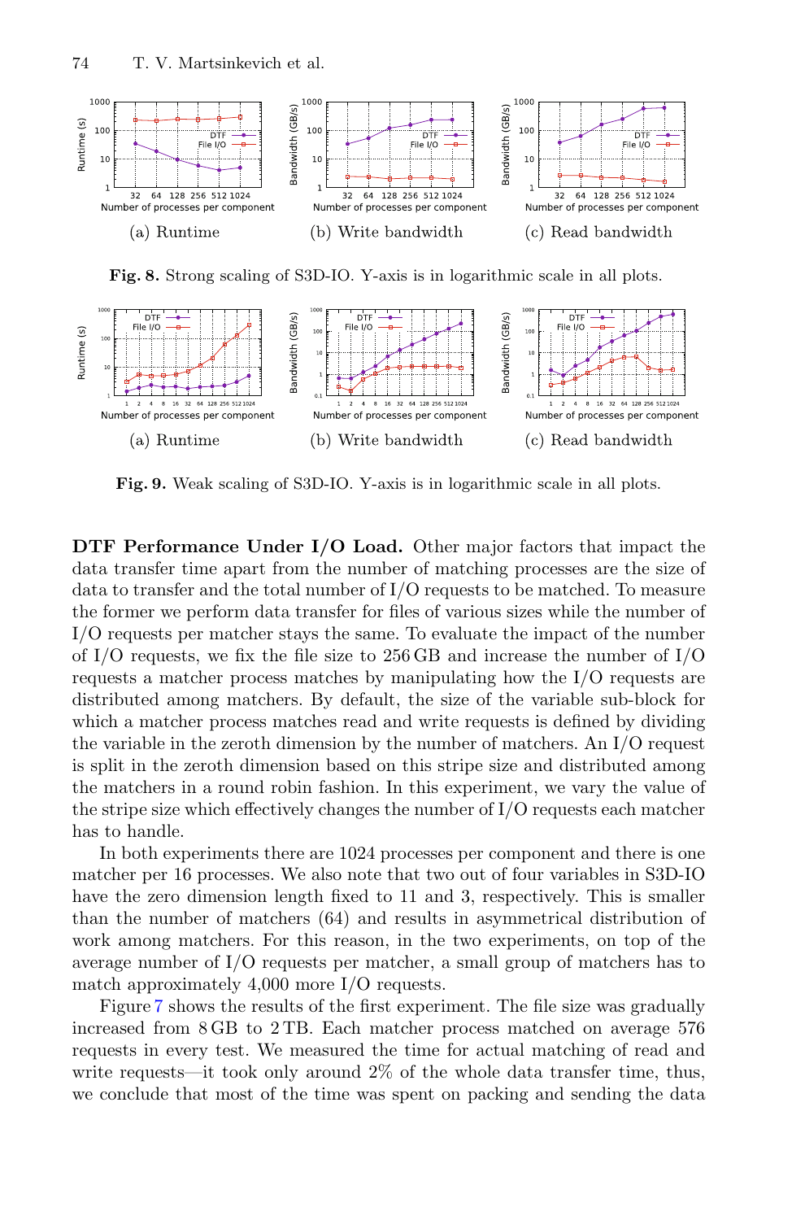(a) Runtime

(b) Write bandwidth

(c) Read bandwidth

**Fig. 8.** Strong scaling of S3D-IO. Y-axis is in logarithmic scale in all plots.

(a) Runtime

(b) Write bandwidth

(c) Read bandwidth

**Fig. 9.** Weak scaling of S3D-IO. Y-axis is in logarithmic scale in all plots.

**DTF Performance Under I/O Load.** Other major factors that impact the data transfer time apart from the number of matching processes are the size of data to transfer and the total number of I/O requests to be matched. To measure the former we perform data transfer for files of various sizes while the number of I/O requests per matcher stays the same. To evaluate the impact of the number of I/O requests, we fix the file size to 256 GB and increase the number of I/O requests a matcher process matches by manipulating how the I/O requests are distributed among matchers. By default, the size of the variable sub-block for which a matcher process matches read and write requests is defined by dividing the variable in the zeroth dimension by the number of matchers. An I/O request is split in the zeroth dimension based on this stripe size and distributed among the matchers in a round robin fashion. In this experiment, we vary the value of the stripe size which effectively changes the number of I/O requests each matcher has to handle.

In both experiments there are 1024 processes per component and there is one matcher per 16 processes. We also note that two out of four variables in S3D-IO have the zero dimension length fixed to 11 and 3, respectively. This is smaller than the number of matchers (64) and results in asymmetrical distribution of work among matchers. For this reason, in the two experiments, on top of the average number of I/O requests per matcher, a small group of matchers has to match approximately 4,000 more I/O requests.

Figure 7 shows the results of the first experiment. The file size was gradually increased from 8 GB to 2 TB. Each matcher process matched on average 576 requests in every test. We measured the time for actual matching of read and write requests—it took only around 2% of the whole data transfer time, thus, we conclude that most of the time was spent on packing and sending the data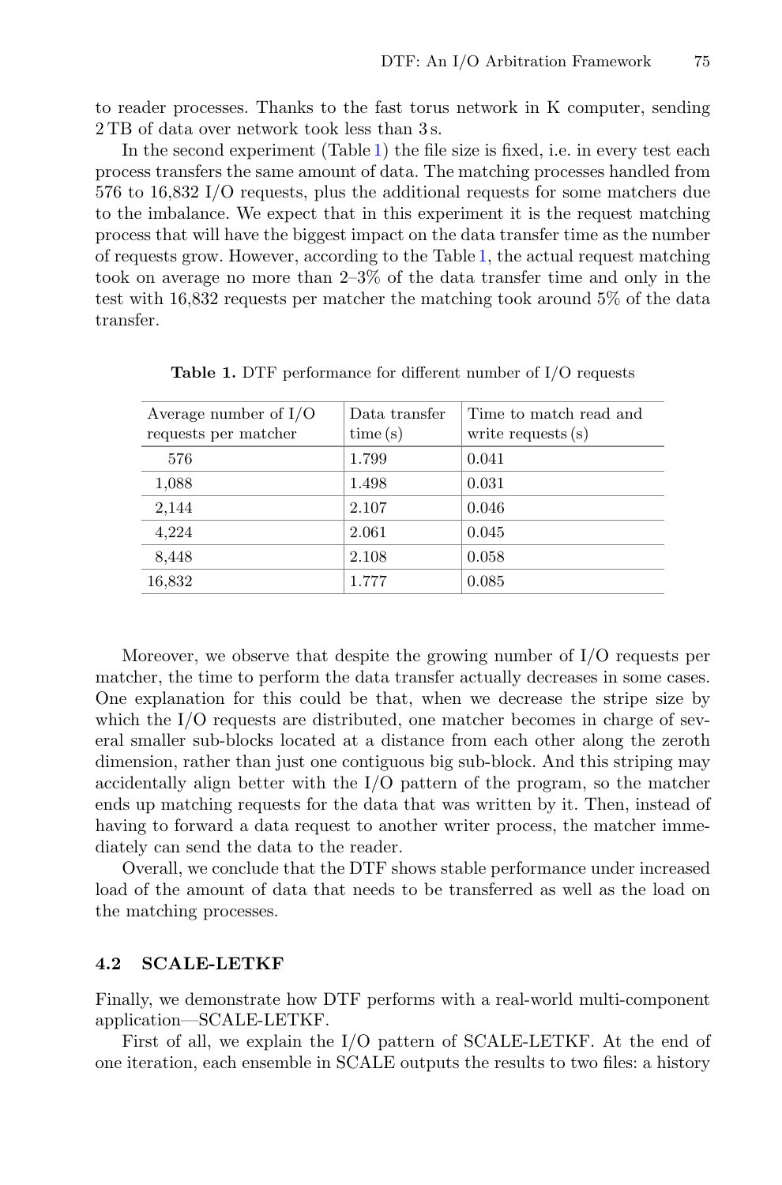to reader processes. Thanks to the fast torus network in K computer, sending 2 TB of data over network took less than 3 s.

In the second experiment (Table 1) the file size is fixed, i.e. in every test each process transfers the same amount of data. The matching processes handled from 576 to 16,832 I/O requests, plus the additional requests for some matchers due to the imbalance. We expect that in this experiment it is the request matching process that will have the biggest impact on the data transfer time as the number of requests grow. However, according to the Table 1, the actual request matching took on average no more than 2–3% of the data transfer time and only in the test with 16,832 requests per matcher the matching took around 5% of the data transfer.

**Table 1.** DTF performance for different number of I/O requests

| Average number of I/O requests per matcher | Data transfer time (s) | Time to match read and write requests (s) |
|---|---|---|
| 576 | 1.799 | 0.041 |
| 1,088 | 1.498 | 0.031 |
| 2,144 | 2.107 | 0.046 |
| 4,224 | 2.061 | 0.045 |
| 8,448 | 2.108 | 0.058 |
| 16,832 | 1.777 | 0.085 |

Moreover, we observe that despite the growing number of I/O requests per matcher, the time to perform the data transfer actually decreases in some cases. One explanation for this could be that, when we decrease the stripe size by which the I/O requests are distributed, one matcher becomes in charge of several smaller sub-blocks located at a distance from each other along the zeroth dimension, rather than just one contiguous big sub-block. And this striping may accidentally align better with the I/O pattern of the program, so the matcher ends up matching requests for the data that was written by it. Then, instead of having to forward a data request to another writer process, the matcher immediately can send the data to the reader.

Overall, we conclude that the DTF shows stable performance under increased load of the amount of data that needs to be transferred as well as the load on the matching processes.

### 4.2 SCALE-LETKF

Finally, we demonstrate how DTF performs with a real-world multi-component application—SCALE-LETKF.

First of all, we explain the I/O pattern of SCALE-LETKF. At the end of one iteration, each ensemble in SCALE outputs the results to two files: a history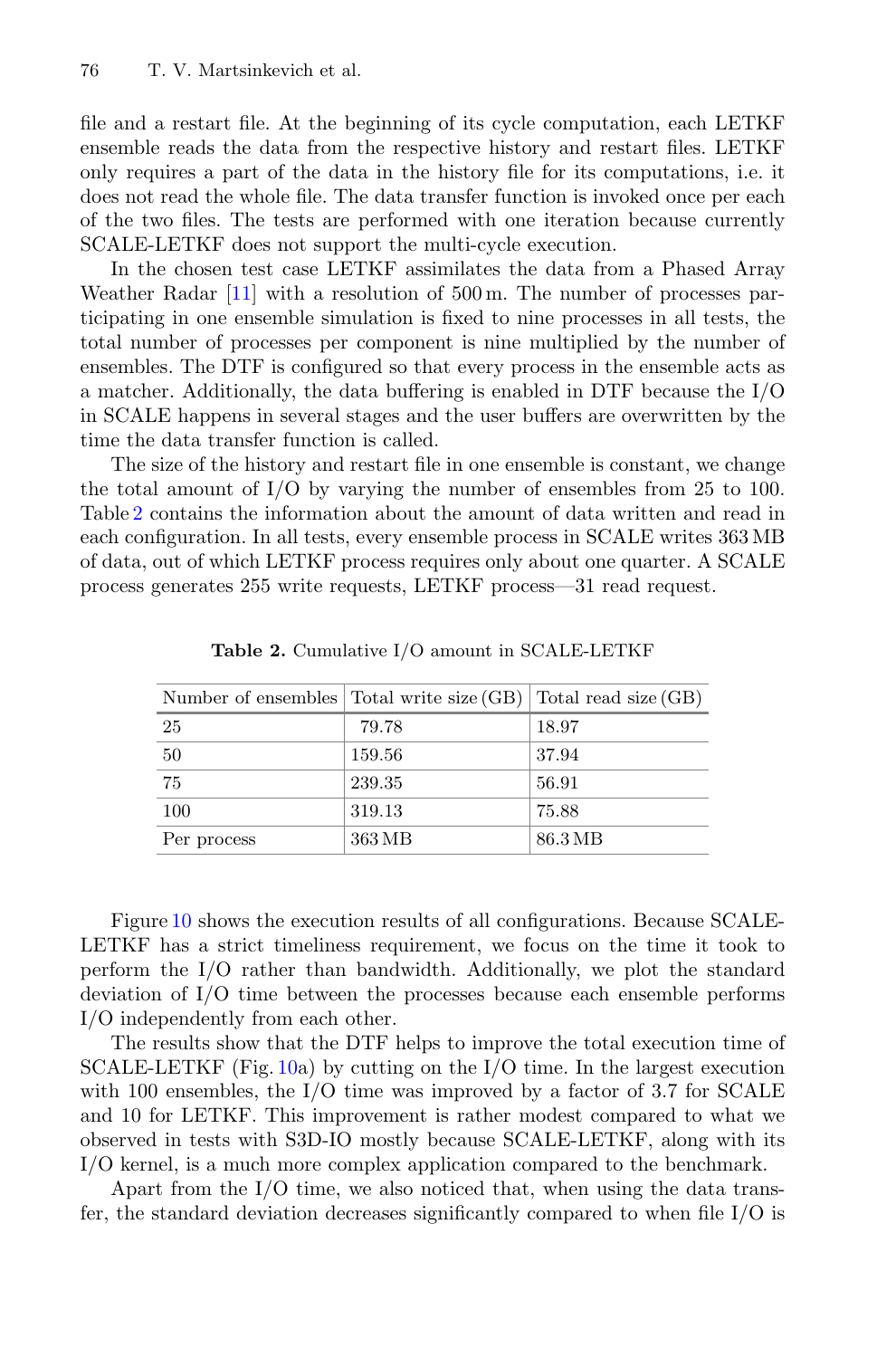file and a restart file. At the beginning of its cycle computation, each LETKF ensemble reads the data from the respective history and restart files. LETKF only requires a part of the data in the history file for its computations, i.e. it does not read the whole file. The data transfer function is invoked once per each of the two files. The tests are performed with one iteration because currently SCALE-LETKF does not support the multi-cycle execution.

In the chosen test case LETKF assimilates the data from a Phased Array Weather Radar [11] with a resolution of 500 m. The number of processes participating in one ensemble simulation is fixed to nine processes in all tests, the total number of processes per component is nine multiplied by the number of ensembles. The DTF is configured so that every process in the ensemble acts as a matcher. Additionally, the data buffering is enabled in DTF because the I/O in SCALE happens in several stages and the user buffers are overwritten by the time the data transfer function is called.

The size of the history and restart file in one ensemble is constant, we change the total amount of I/O by varying the number of ensembles from 25 to 100. Table 2 contains the information about the amount of data written and read in each configuration. In all tests, every ensemble process in SCALE writes 363 MB of data, out of which LETKF process requires only about one quarter. A SCALE process generates 255 write requests, LETKF process—31 read request.

**Table 2.** Cumulative I/O amount in SCALE-LETKF

| Number of ensembles | Total write size (GB) | Total read size (GB) |
|---|---|---|
| 25 | 79.78 | 18.97 |
| 50 | 159.56 | 37.94 |
| 75 | 239.35 | 56.91 |
| 100 | 319.13 | 75.88 |
| Per process | 363 MB | 86.3 MB |

Figure 10 shows the execution results of all configurations. Because SCALE-LETKF has a strict timeliness requirement, we focus on the time it took to perform the I/O rather than bandwidth. Additionally, we plot the standard deviation of I/O time between the processes because each ensemble performs I/O independently from each other.

The results show that the DTF helps to improve the total execution time of SCALE-LETKF (Fig. 10a) by cutting on the I/O time. In the largest execution with 100 ensembles, the I/O time was improved by a factor of 3.7 for SCALE and 10 for LETKF. This improvement is rather modest compared to what we observed in tests with S3D-IO mostly because SCALE-LETKF, along with its I/O kernel, is a much more complex application compared to the benchmark.

Apart from the I/O time, we also noticed that, when using the data transfer, the standard deviation decreases significantly compared to when file I/O is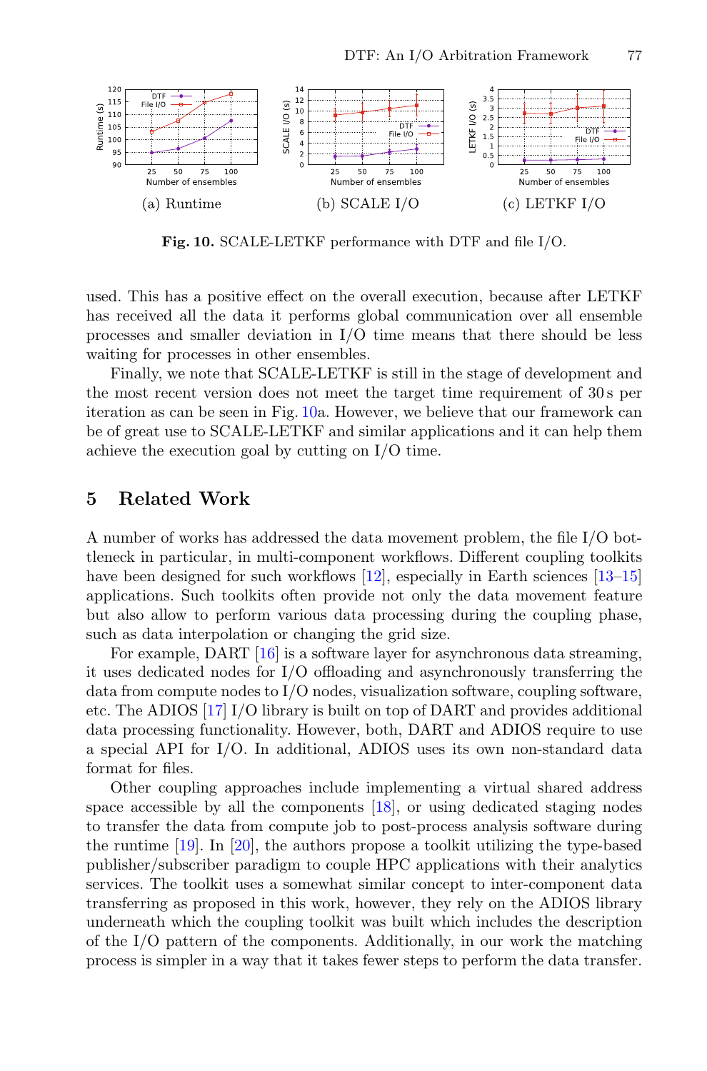(a) Runtime (b) SCALE I/O (c) LETKF I/O

**Fig. 10.** SCALE-LETKF performance with DTF and file I/O.

used. This has a positive effect on the overall execution, because after LETKF has received all the data it performs global communication over all ensemble processes and smaller deviation in I/O time means that there should be less waiting for processes in other ensembles.

Finally, we note that SCALE-LETKF is still in the stage of development and the most recent version does not meet the target time requirement of 30 s per iteration as can be seen in Fig. 10a. However, we believe that our framework can be of great use to SCALE-LETKF and similar applications and it can help them achieve the execution goal by cutting on I/O time.

## 5 Related Work

A number of works has addressed the data movement problem, the file I/O bottleneck in particular, in multi-component workflows. Different coupling toolkits have been designed for such workflows [12], especially in Earth sciences [13–15] applications. Such toolkits often provide not only the data movement feature but also allow to perform various data processing during the coupling phase, such as data interpolation or changing the grid size.

For example, DART [16] is a software layer for asynchronous data streaming, it uses dedicated nodes for I/O offloading and asynchronously transferring the data from compute nodes to I/O nodes, visualization software, coupling software, etc. The ADIOS [17] I/O library is built on top of DART and provides additional data processing functionality. However, both, DART and ADIOS require to use a special API for I/O. In additional, ADIOS uses its own non-standard data format for files.

Other coupling approaches include implementing a virtual shared address space accessible by all the components [18], or using dedicated staging nodes to transfer the data from compute job to post-process analysis software during the runtime [19]. In [20], the authors propose a toolkit utilizing the type-based publisher/subscriber paradigm to couple HPC applications with their analytics services. The toolkit uses a somewhat similar concept to inter-component data transferring as proposed in this work, however, they rely on the ADIOS library underneath which the coupling toolkit was built which includes the description of the I/O pattern of the components. Additionally, in our work the matching process is simpler in a way that it takes fewer steps to perform the data transfer.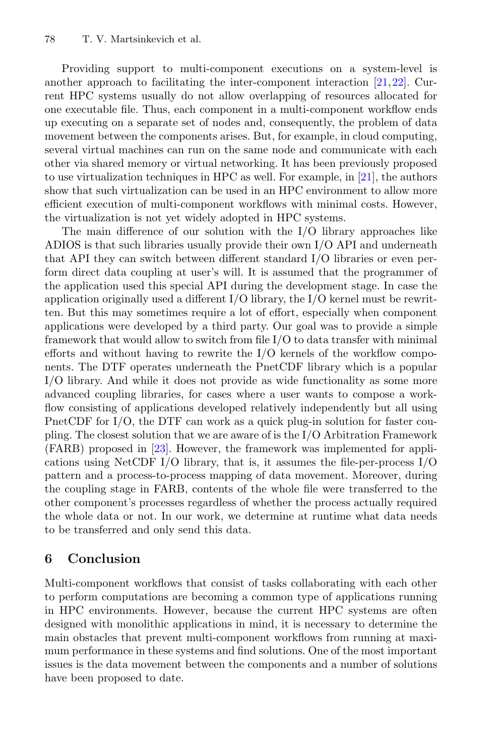Providing support to multi-component executions on a system-level is another approach to facilitating the inter-component interaction [21,22]. Current HPC systems usually do not allow overlapping of resources allocated for one executable file. Thus, each component in a multi-component workflow ends up executing on a separate set of nodes and, consequently, the problem of data movement between the components arises. But, for example, in cloud computing, several virtual machines can run on the same node and communicate with each other via shared memory or virtual networking. It has been previously proposed to use virtualization techniques in HPC as well. For example, in [21], the authors show that such virtualization can be used in an HPC environment to allow more efficient execution of multi-component workflows with minimal costs. However, the virtualization is not yet widely adopted in HPC systems.

The main difference of our solution with the I/O library approaches like ADIOS is that such libraries usually provide their own I/O API and underneath that API they can switch between different standard I/O libraries or even perform direct data coupling at user's will. It is assumed that the programmer of the application used this special API during the development stage. In case the application originally used a different I/O library, the I/O kernel must be rewritten. But this may sometimes require a lot of effort, especially when component applications were developed by a third party. Our goal was to provide a simple framework that would allow to switch from file I/O to data transfer with minimal efforts and without having to rewrite the I/O kernels of the workflow components. The DTF operates underneath the PnetCDF library which is a popular I/O library. And while it does not provide as wide functionality as some more advanced coupling libraries, for cases where a user wants to compose a workflow consisting of applications developed relatively independently but all using PnetCDF for I/O, the DTF can work as a quick plug-in solution for faster coupling. The closest solution that we are aware of is the I/O Arbitration Framework (FARB) proposed in [23]. However, the framework was implemented for applications using NetCDF I/O library, that is, it assumes the file-per-process I/O pattern and a process-to-process mapping of data movement. Moreover, during the coupling stage in FARB, contents of the whole file were transferred to the other component's processes regardless of whether the process actually required the whole data or not. In our work, we determine at runtime what data needs to be transferred and only send this data.

## 6 Conclusion

Multi-component workflows that consist of tasks collaborating with each other to perform computations are becoming a common type of applications running in HPC environments. However, because the current HPC systems are often designed with monolithic applications in mind, it is necessary to determine the main obstacles that prevent multi-component workflows from running at maximum performance in these systems and find solutions. One of the most important issues is the data movement between the components and a number of solutions have been proposed to date.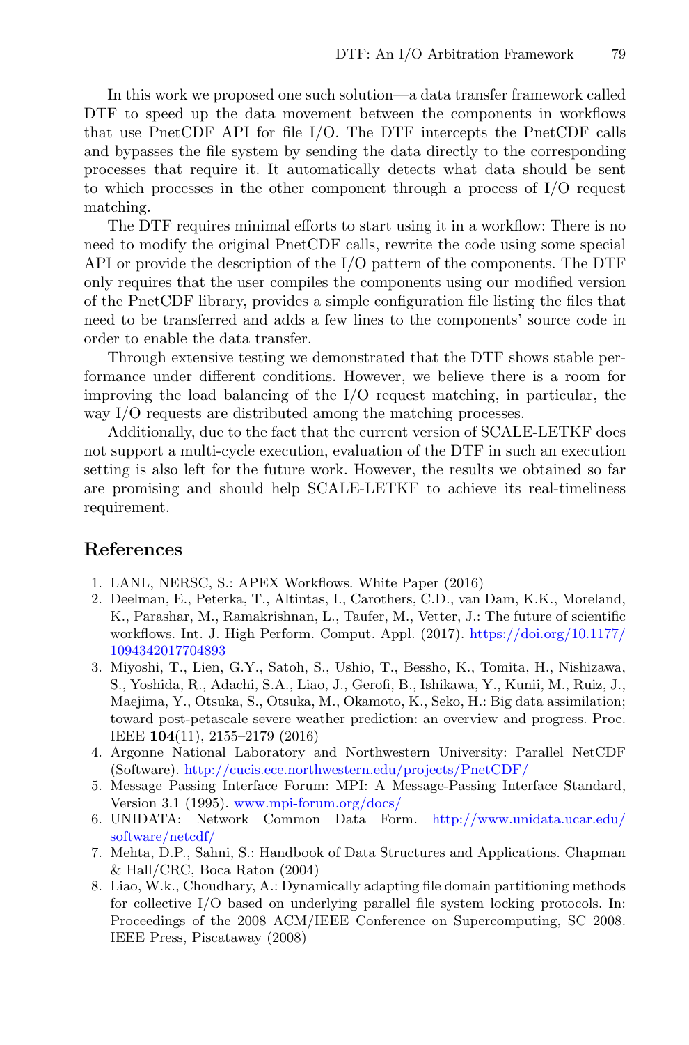In this work we proposed one such solution—a data transfer framework called DTF to speed up the data movement between the components in workflows that use PnetCDF API for file I/O. The DTF intercepts the PnetCDF calls and bypasses the file system by sending the data directly to the corresponding processes that require it. It automatically detects what data should be sent to which processes in the other component through a process of I/O request matching.

The DTF requires minimal efforts to start using it in a workflow: There is no need to modify the original PnetCDF calls, rewrite the code using some special API or provide the description of the I/O pattern of the components. The DTF only requires that the user compiles the components using our modified version of the PnetCDF library, provides a simple configuration file listing the files that need to be transferred and adds a few lines to the components' source code in order to enable the data transfer.

Through extensive testing we demonstrated that the DTF shows stable performance under different conditions. However, we believe there is a room for improving the load balancing of the I/O request matching, in particular, the way I/O requests are distributed among the matching processes.

Additionally, due to the fact that the current version of SCALE-LETKF does not support a multi-cycle execution, evaluation of the DTF in such an execution setting is also left for the future work. However, the results we obtained so far are promising and should help SCALE-LETKF to achieve its real-timeliness requirement.

## References

1. LANL, NERSC, S.: APEX Workflows. White Paper (2016)
2. Deelman, E., Peterka, T., Altintas, I., Carothers, C.D., van Dam, K.K., Moreland, K., Parashar, M., Ramakrishnan, L., Taufer, M., Vetter, J.: The future of scientific workflows. Int. J. High Perform. Comput. Appl. (2017). https://doi.org/10.1177/1094342017704893
3. Miyoshi, T., Lien, G.Y., Satoh, S., Ushio, T., Bessho, K., Tomita, H., Nishizawa, S., Yoshida, R., Adachi, S.A., Liao, J., Gerofi, B., Ishikawa, Y., Kunii, M., Ruiz, J., Maejima, Y., Otsuka, S., Otsuka, M., Okamoto, K., Seko, H.: Big data assimilation; toward post-petascale severe weather prediction: an overview and progress. Proc. IEEE **104**(11), 2155–2179 (2016)
4. Argonne National Laboratory and Northwestern University: Parallel NetCDF (Software). http://cucis.ece.northwestern.edu/projects/PnetCDF/
5. Message Passing Interface Forum: MPI: A Message-Passing Interface Standard, Version 3.1 (1995). www.mpi-forum.org/docs/
6. UNIDATA: Network Common Data Form. http://www.unidata.ucar.edu/software/netcdf/
7. Mehta, D.P., Sahni, S.: Handbook of Data Structures and Applications. Chapman & Hall/CRC, Boca Raton (2004)
8. Liao, W.k., Choudhary, A.: Dynamically adapting file domain partitioning methods for collective I/O based on underlying parallel file system locking protocols. In: Proceedings of the 2008 ACM/IEEE Conference on Supercomputing, SC 2008. IEEE Press, Piscataway (2008)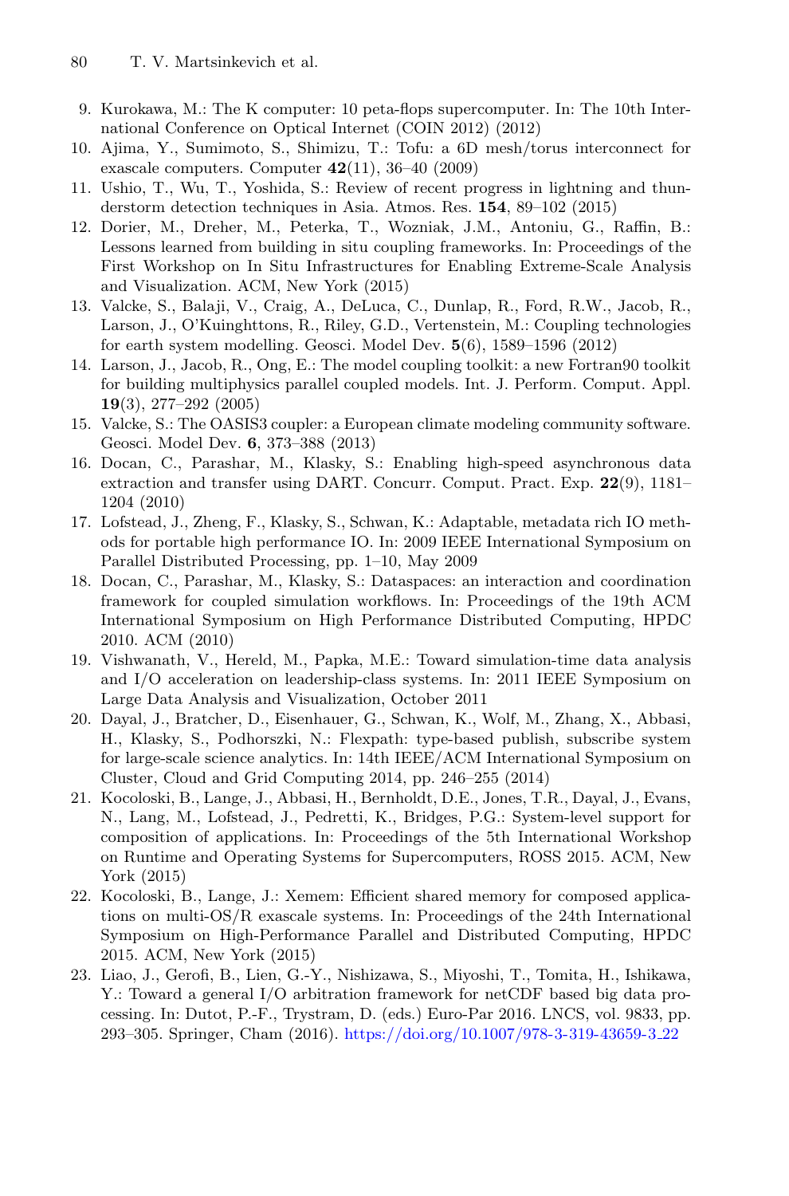9. Kurokawa, M.: The K computer: 10 peta-flops supercomputer. In: The 10th International Conference on Optical Internet (COIN 2012) (2012)
10. Ajima, Y., Sumimoto, S., Shimizu, T.: Tofu: a 6D mesh/torus interconnect for exascale computers. Computer **42**(11), 36–40 (2009)
11. Ushio, T., Wu, T., Yoshida, S.: Review of recent progress in lightning and thunderstorm detection techniques in Asia. Atmos. Res. **154**, 89–102 (2015)
12. Dorier, M., Dreher, M., Peterka, T., Wozniak, J.M., Antoniu, G., Raffin, B.: Lessons learned from building in situ coupling frameworks. In: Proceedings of the First Workshop on In Situ Infrastructures for Enabling Extreme-Scale Analysis and Visualization. ACM, New York (2015)
13. Valcke, S., Balaji, V., Craig, A., DeLuca, C., Dunlap, R., Ford, R.W., Jacob, R., Larson, J., O'Kuinghttons, R., Riley, G.D., Vertenstein, M.: Coupling technologies for earth system modelling. Geosci. Model Dev. **5**(6), 1589–1596 (2012)
14. Larson, J., Jacob, R., Ong, E.: The model coupling toolkit: a new Fortran90 toolkit for building multiphysics parallel coupled models. Int. J. Perform. Comput. Appl. **19**(3), 277–292 (2005)
15. Valcke, S.: The OASIS3 coupler: a European climate modeling community software. Geosci. Model Dev. **6**, 373–388 (2013)
16. Docan, C., Parashar, M., Klasky, S.: Enabling high-speed asynchronous data extraction and transfer using DART. Concurr. Comput. Pract. Exp. **22**(9), 1181–1204 (2010)
17. Lofstead, J., Zheng, F., Klasky, S., Schwan, K.: Adaptable, metadata rich IO methods for portable high performance IO. In: 2009 IEEE International Symposium on Parallel Distributed Processing, pp. 1–10, May 2009
18. Docan, C., Parashar, M., Klasky, S.: Dataspaces: an interaction and coordination framework for coupled simulation workflows. In: Proceedings of the 19th ACM International Symposium on High Performance Distributed Computing, HPDC 2010. ACM (2010)
19. Vishwanath, V., Hereld, M., Papka, M.E.: Toward simulation-time data analysis and I/O acceleration on leadership-class systems. In: 2011 IEEE Symposium on Large Data Analysis and Visualization, October 2011
20. Dayal, J., Bratcher, D., Eisenhauer, G., Schwan, K., Wolf, M., Zhang, X., Abbasi, H., Klasky, S., Podhorszki, N.: Flexpath: type-based publish, subscribe system for large-scale science analytics. In: 14th IEEE/ACM International Symposium on Cluster, Cloud and Grid Computing 2014, pp. 246–255 (2014)
21. Kocoloski, B., Lange, J., Abbasi, H., Bernholdt, D.E., Jones, T.R., Dayal, J., Evans, N., Lang, M., Lofstead, J., Pedretti, K., Bridges, P.G.: System-level support for composition of applications. In: Proceedings of the 5th International Workshop on Runtime and Operating Systems for Supercomputers, ROSS 2015. ACM, New York (2015)
22. Kocoloski, B., Lange, J.: Xemem: Efficient shared memory for composed applications on multi-OS/R exascale systems. In: Proceedings of the 24th International Symposium on High-Performance Parallel and Distributed Computing, HPDC 2015. ACM, New York (2015)
23. Liao, J., Gerofi, B., Lien, G.-Y., Nishizawa, S., Miyoshi, T., Tomita, H., Ishikawa, Y.: Toward a general I/O arbitration framework for netCDF based big data processing. In: Dutot, P.-F., Trystram, D. (eds.) Euro-Par 2016. LNCS, vol. 9833, pp. 293–305. Springer, Cham (2016). https://doi.org/10.1007/978-3-319-43659-3_22